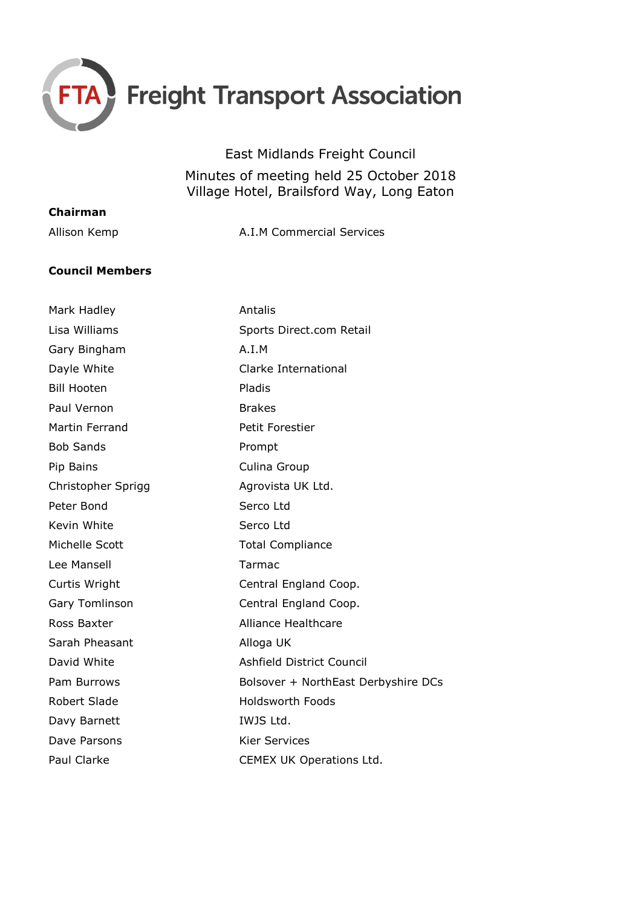Freight Transport Association

# East Midlands Freight Council

## Minutes of meeting held 25 October 2018
## Village Hotel, Brailsford Way, Long Eaton

**Chairman**

| | |
|---|---|
| Allison Kemp | A.I.M Commercial Services |

**Council Members**

| | |
|---|---|
| Mark Hadley | Antalis |
| Lisa Williams | Sports Direct.com Retail |
| Gary Bingham | A.I.M |
| Dayle White | Clarke International |
| Bill Hooten | Pladis |
| Paul Vernon | Brakes |
| Martin Ferrand | Petit Forestier |
| Bob Sands | Prompt |
| Pip Bains | Culina Group |
| Christopher Sprigg | Agrovista UK Ltd. |
| Peter Bond | Serco Ltd |
| Kevin White | Serco Ltd |
| Michelle Scott | Total Compliance |
| Lee Mansell | Tarmac |
| Curtis Wright | Central England Coop. |
| Gary Tomlinson | Central England Coop. |
| Ross Baxter | Alliance Healthcare |
| Sarah Pheasant | Alloga UK |
| David White | Ashfield District Council |
| Pam Burrows | Bolsover + NorthEast Derbyshire DCs |
| Robert Slade | Holdsworth Foods |
| Davy Barnett | IWJS Ltd. |
| Dave Parsons | Kier Services |
| Paul Clarke | CEMEX UK Operations Ltd. |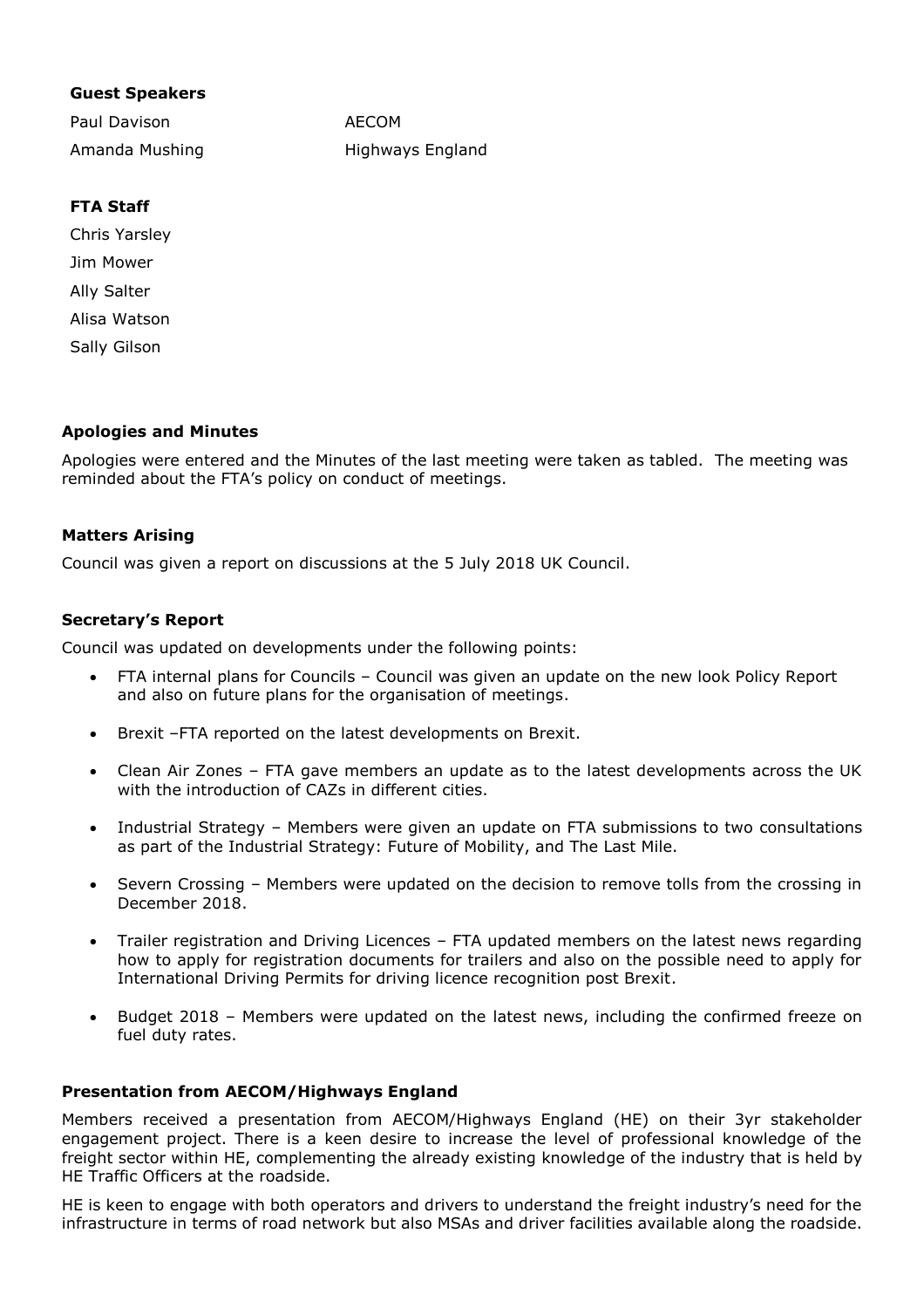**Guest Speakers**

| | |
|---|---|
| Paul Davison | AECOM |
| Amanda Mushing | Highways England |

**FTA Staff**

Chris Yarsley
Jim Mower
Ally Salter
Alisa Watson
Sally Gilson

### Apologies and Minutes

Apologies were entered and the Minutes of the last meeting were taken as tabled. The meeting was reminded about the FTA's policy on conduct of meetings.

### Matters Arising

Council was given a report on discussions at the 5 July 2018 UK Council.

### Secretary's Report

Council was updated on developments under the following points:

- FTA internal plans for Councils – Council was given an update on the new look Policy Report and also on future plans for the organisation of meetings.
- Brexit –FTA reported on the latest developments on Brexit.
- Clean Air Zones – FTA gave members an update as to the latest developments across the UK with the introduction of CAZs in different cities.
- Industrial Strategy – Members were given an update on FTA submissions to two consultations as part of the Industrial Strategy: Future of Mobility, and The Last Mile.
- Severn Crossing – Members were updated on the decision to remove tolls from the crossing in December 2018.
- Trailer registration and Driving Licences – FTA updated members on the latest news regarding how to apply for registration documents for trailers and also on the possible need to apply for International Driving Permits for driving licence recognition post Brexit.
- Budget 2018 – Members were updated on the latest news, including the confirmed freeze on fuel duty rates.

### Presentation from AECOM/Highways England

Members received a presentation from AECOM/Highways England (HE) on their 3yr stakeholder engagement project. There is a keen desire to increase the level of professional knowledge of the freight sector within HE, complementing the already existing knowledge of the industry that is held by HE Traffic Officers at the roadside.

HE is keen to engage with both operators and drivers to understand the freight industry's need for the infrastructure in terms of road network but also MSAs and driver facilities available along the roadside.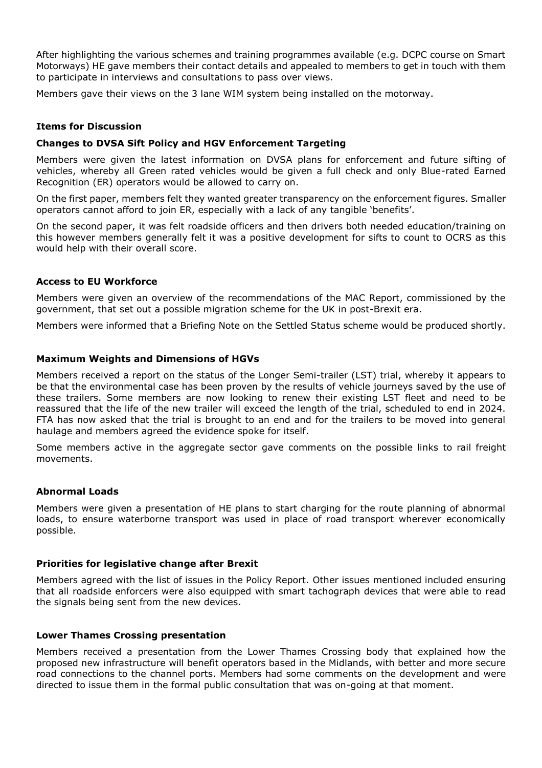After highlighting the various schemes and training programmes available (e.g. DCPC course on Smart Motorways) HE gave members their contact details and appealed to members to get in touch with them to participate in interviews and consultations to pass over views.

Members gave their views on the 3 lane WIM system being installed on the motorway.

## Items for Discussion

### Changes to DVSA Sift Policy and HGV Enforcement Targeting

Members were given the latest information on DVSA plans for enforcement and future sifting of vehicles, whereby all Green rated vehicles would be given a full check and only Blue-rated Earned Recognition (ER) operators would be allowed to carry on.

On the first paper, members felt they wanted greater transparency on the enforcement figures. Smaller operators cannot afford to join ER, especially with a lack of any tangible 'benefits'.

On the second paper, it was felt roadside officers and then drivers both needed education/training on this however members generally felt it was a positive development for sifts to count to OCRS as this would help with their overall score.

### Access to EU Workforce

Members were given an overview of the recommendations of the MAC Report, commissioned by the government, that set out a possible migration scheme for the UK in post-Brexit era.

Members were informed that a Briefing Note on the Settled Status scheme would be produced shortly.

### Maximum Weights and Dimensions of HGVs

Members received a report on the status of the Longer Semi-trailer (LST) trial, whereby it appears to be that the environmental case has been proven by the results of vehicle journeys saved by the use of these trailers. Some members are now looking to renew their existing LST fleet and need to be reassured that the life of the new trailer will exceed the length of the trial, scheduled to end in 2024. FTA has now asked that the trial is brought to an end and for the trailers to be moved into general haulage and members agreed the evidence spoke for itself.

Some members active in the aggregate sector gave comments on the possible links to rail freight movements.

### Abnormal Loads

Members were given a presentation of HE plans to start charging for the route planning of abnormal loads, to ensure waterborne transport was used in place of road transport wherever economically possible.

### Priorities for legislative change after Brexit

Members agreed with the list of issues in the Policy Report. Other issues mentioned included ensuring that all roadside enforcers were also equipped with smart tachograph devices that were able to read the signals being sent from the new devices.

### Lower Thames Crossing presentation

Members received a presentation from the Lower Thames Crossing body that explained how the proposed new infrastructure will benefit operators based in the Midlands, with better and more secure road connections to the channel ports. Members had some comments on the development and were directed to issue them in the formal public consultation that was on-going at that moment.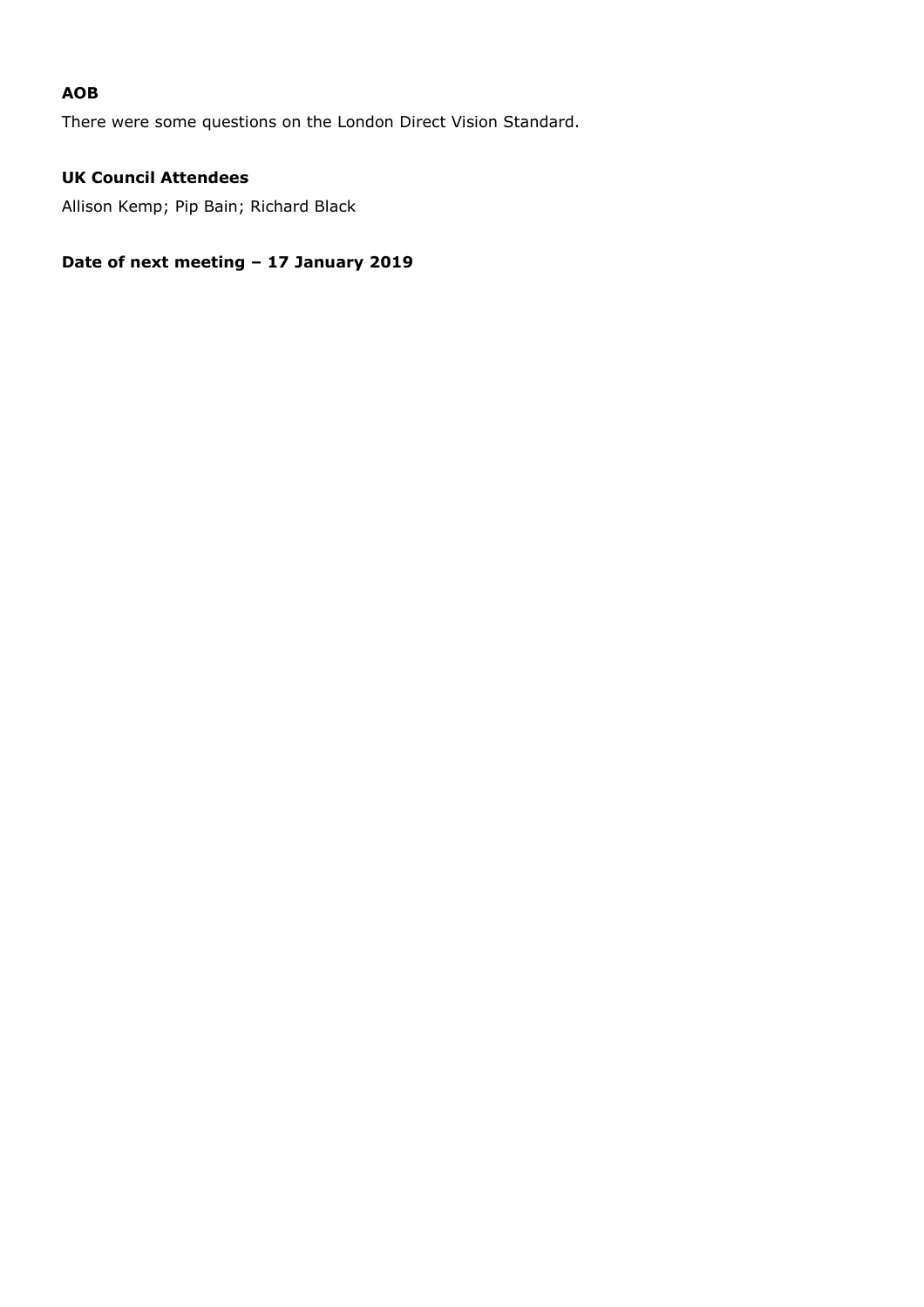**AOB**

There were some questions on the London Direct Vision Standard.

**UK Council Attendees**

Allison Kemp; Pip Bain; Richard Black

**Date of next meeting – 17 January 2019**